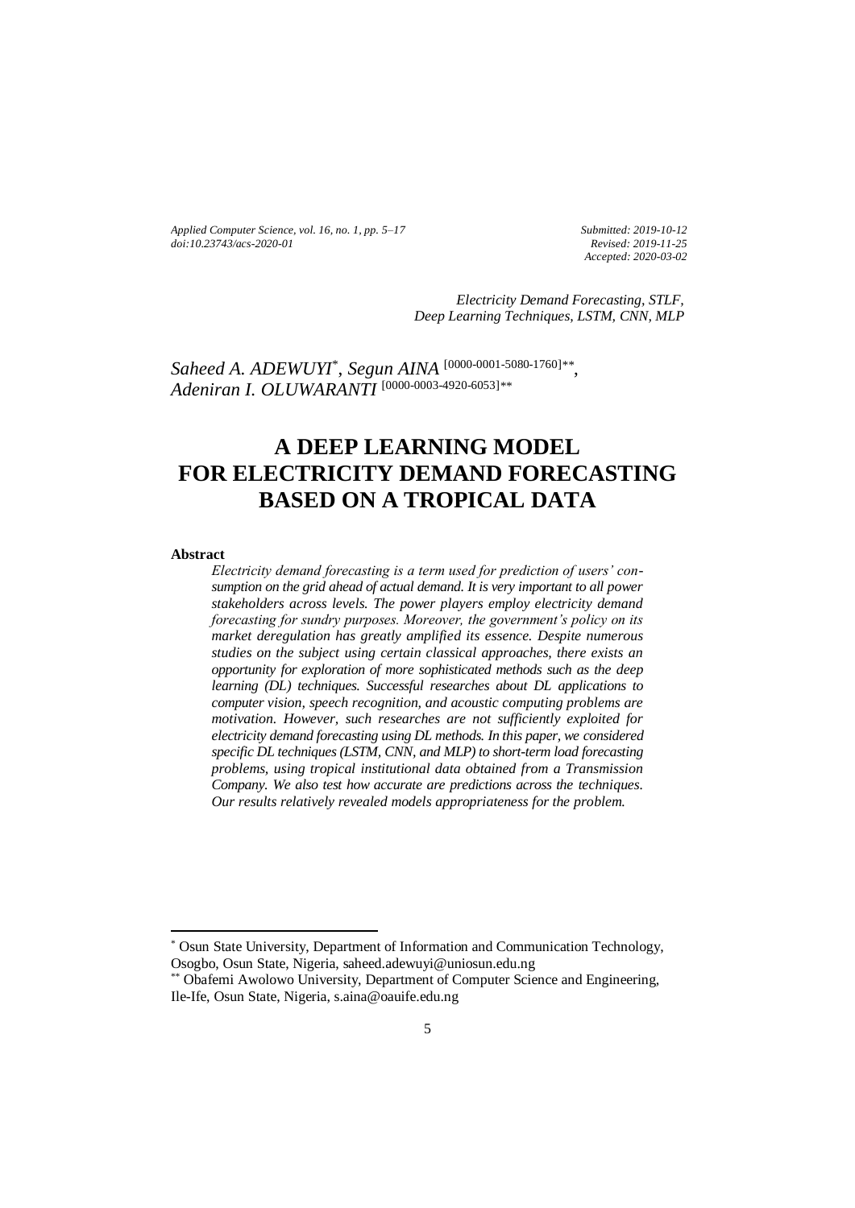*Applied Computer Science, vol. 16, no. 1, pp. 5–17*
*doi:10.23743/acs-2020-01*

*Submitted: 2019-10-12*
*Revised: 2019-11-25*
*Accepted: 2020-03-02*

*Electricity Demand Forecasting, STLF, Deep Learning Techniques, LSTM, CNN, MLP*

*Saheed A. ADEWUYI*[*], *Segun AINA* [0000-0001-5080-1760][**], *Adeniran I. OLUWARANTI* [0000-0003-4920-6053][**]

# A DEEP LEARNING MODEL FOR ELECTRICITY DEMAND FORECASTING BASED ON A TROPICAL DATA

**Abstract**

*Electricity demand forecasting is a term used for prediction of users' consumption on the grid ahead of actual demand. It is very important to all power stakeholders across levels. The power players employ electricity demand forecasting for sundry purposes. Moreover, the government's policy on its market deregulation has greatly amplified its essence. Despite numerous studies on the subject using certain classical approaches, there exists an opportunity for exploration of more sophisticated methods such as the deep learning (DL) techniques. Successful researches about DL applications to computer vision, speech recognition, and acoustic computing problems are motivation. However, such researches are not sufficiently exploited for electricity demand forecasting using DL methods. In this paper, we considered specific DL techniques (LSTM, CNN, and MLP) to short-term load forecasting problems, using tropical institutional data obtained from a Transmission Company. We also test how accurate are predictions across the techniques. Our results relatively revealed models appropriateness for the problem.*

---

[*] Osun State University, Department of Information and Communication Technology, Osogbo, Osun State, Nigeria, saheed.adewuyi@uniosun.edu.ng

[**] Obafemi Awolowo University, Department of Computer Science and Engineering, Ile-Ife, Osun State, Nigeria, s.aina@oauife.edu.ng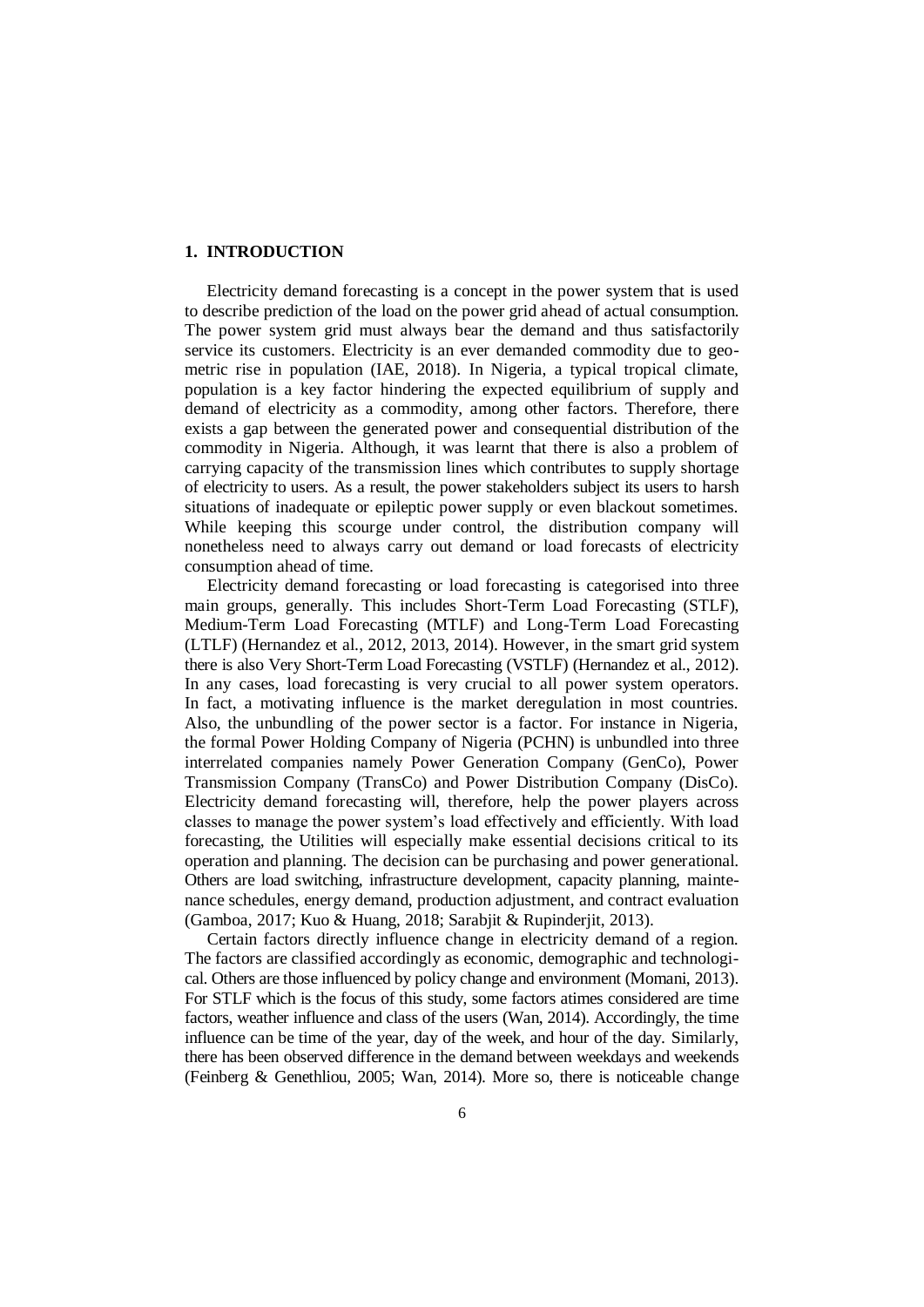## 1. INTRODUCTION

Electricity demand forecasting is a concept in the power system that is used to describe prediction of the load on the power grid ahead of actual consumption. The power system grid must always bear the demand and thus satisfactorily service its customers. Electricity is an ever demanded commodity due to geometric rise in population (IAE, 2018). In Nigeria, a typical tropical climate, population is a key factor hindering the expected equilibrium of supply and demand of electricity as a commodity, among other factors. Therefore, there exists a gap between the generated power and consequential distribution of the commodity in Nigeria. Although, it was learnt that there is also a problem of carrying capacity of the transmission lines which contributes to supply shortage of electricity to users. As a result, the power stakeholders subject its users to harsh situations of inadequate or epileptic power supply or even blackout sometimes. While keeping this scourge under control, the distribution company will nonetheless need to always carry out demand or load forecasts of electricity consumption ahead of time.

Electricity demand forecasting or load forecasting is categorised into three main groups, generally. This includes Short-Term Load Forecasting (STLF), Medium-Term Load Forecasting (MTLF) and Long-Term Load Forecasting (LTLF) (Hernandez et al., 2012, 2013, 2014). However, in the smart grid system there is also Very Short-Term Load Forecasting (VSTLF) (Hernandez et al., 2012). In any cases, load forecasting is very crucial to all power system operators. In fact, a motivating influence is the market deregulation in most countries. Also, the unbundling of the power sector is a factor. For instance in Nigeria, the formal Power Holding Company of Nigeria (PCHN) is unbundled into three interrelated companies namely Power Generation Company (GenCo), Power Transmission Company (TransCo) and Power Distribution Company (DisCo). Electricity demand forecasting will, therefore, help the power players across classes to manage the power system's load effectively and efficiently. With load forecasting, the Utilities will especially make essential decisions critical to its operation and planning. The decision can be purchasing and power generational. Others are load switching, infrastructure development, capacity planning, maintenance schedules, energy demand, production adjustment, and contract evaluation (Gamboa, 2017; Kuo & Huang, 2018; Sarabjit & Rupinderjit, 2013).

Certain factors directly influence change in electricity demand of a region. The factors are classified accordingly as economic, demographic and technological. Others are those influenced by policy change and environment (Momani, 2013). For STLF which is the focus of this study, some factors atimes considered are time factors, weather influence and class of the users (Wan, 2014). Accordingly, the time influence can be time of the year, day of the week, and hour of the day. Similarly, there has been observed difference in the demand between weekdays and weekends (Feinberg & Genethliou, 2005; Wan, 2014). More so, there is noticeable change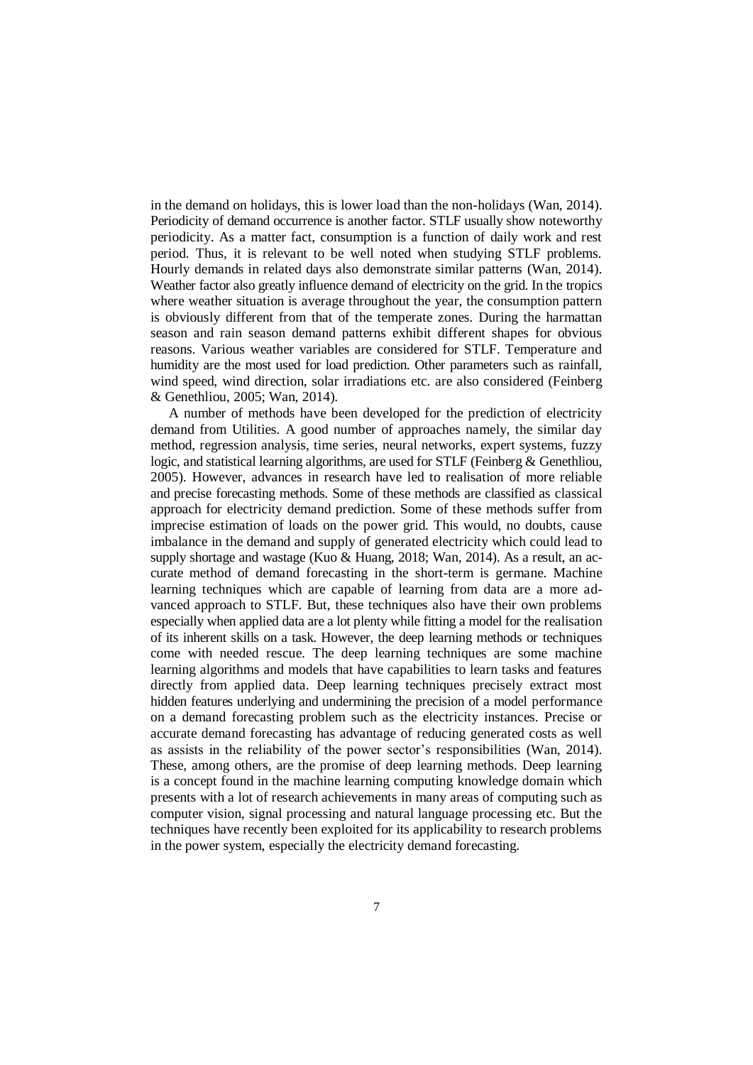in the demand on holidays, this is lower load than the non-holidays (Wan, 2014). Periodicity of demand occurrence is another factor. STLF usually show noteworthy periodicity. As a matter fact, consumption is a function of daily work and rest period. Thus, it is relevant to be well noted when studying STLF problems. Hourly demands in related days also demonstrate similar patterns (Wan, 2014). Weather factor also greatly influence demand of electricity on the grid. In the tropics where weather situation is average throughout the year, the consumption pattern is obviously different from that of the temperate zones. During the harmattan season and rain season demand patterns exhibit different shapes for obvious reasons. Various weather variables are considered for STLF. Temperature and humidity are the most used for load prediction. Other parameters such as rainfall, wind speed, wind direction, solar irradiations etc. are also considered (Feinberg & Genethliou, 2005; Wan, 2014).

A number of methods have been developed for the prediction of electricity demand from Utilities. A good number of approaches namely, the similar day method, regression analysis, time series, neural networks, expert systems, fuzzy logic, and statistical learning algorithms, are used for STLF (Feinberg & Genethliou, 2005). However, advances in research have led to realisation of more reliable and precise forecasting methods. Some of these methods are classified as classical approach for electricity demand prediction. Some of these methods suffer from imprecise estimation of loads on the power grid. This would, no doubts, cause imbalance in the demand and supply of generated electricity which could lead to supply shortage and wastage (Kuo & Huang, 2018; Wan, 2014). As a result, an accurate method of demand forecasting in the short-term is germane. Machine learning techniques which are capable of learning from data are a more advanced approach to STLF. But, these techniques also have their own problems especially when applied data are a lot plenty while fitting a model for the realisation of its inherent skills on a task. However, the deep learning methods or techniques come with needed rescue. The deep learning techniques are some machine learning algorithms and models that have capabilities to learn tasks and features directly from applied data. Deep learning techniques precisely extract most hidden features underlying and undermining the precision of a model performance on a demand forecasting problem such as the electricity instances. Precise or accurate demand forecasting has advantage of reducing generated costs as well as assists in the reliability of the power sector's responsibilities (Wan, 2014). These, among others, are the promise of deep learning methods. Deep learning is a concept found in the machine learning computing knowledge domain which presents with a lot of research achievements in many areas of computing such as computer vision, signal processing and natural language processing etc. But the techniques have recently been exploited for its applicability to research problems in the power system, especially the electricity demand forecasting.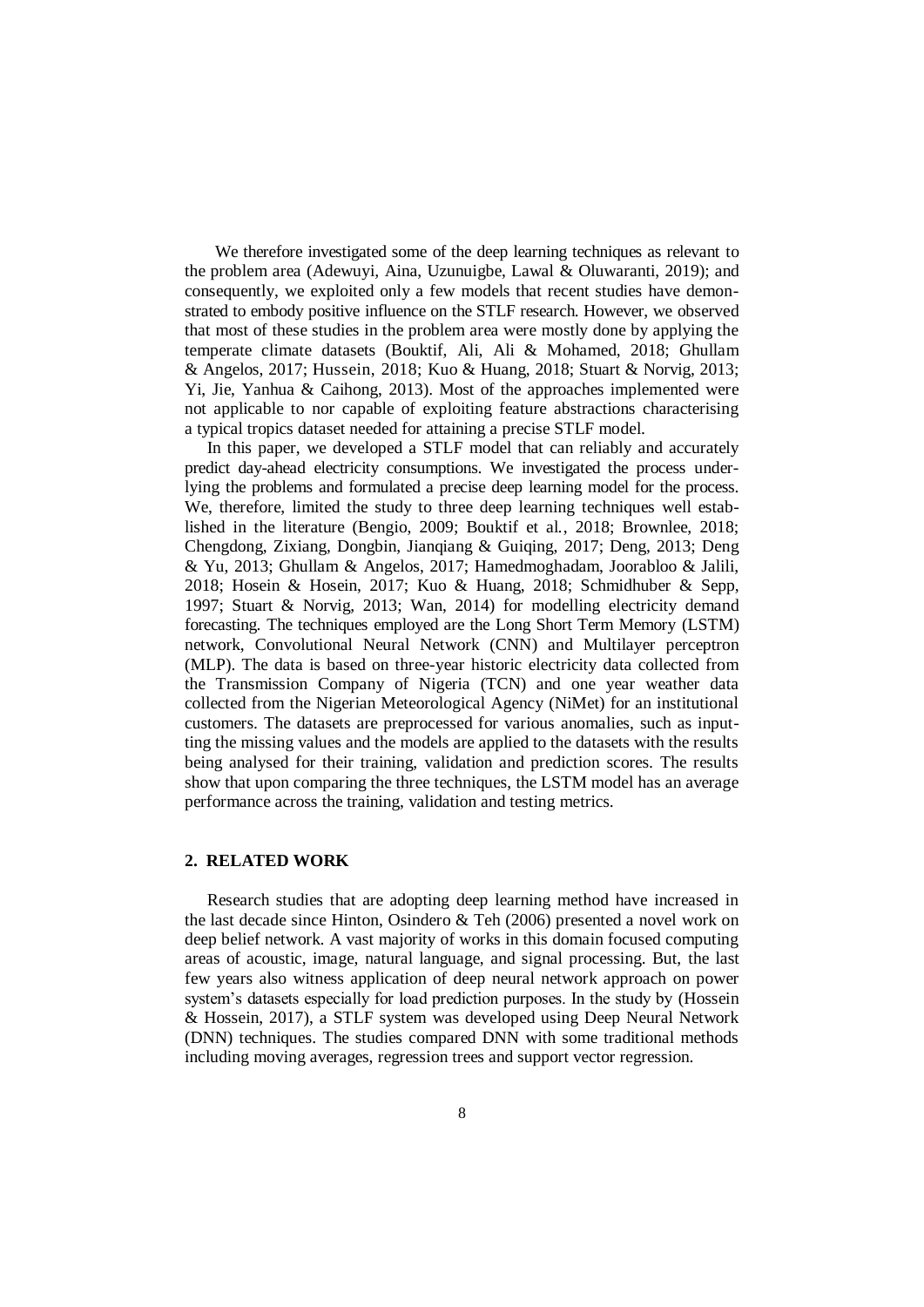We therefore investigated some of the deep learning techniques as relevant to the problem area (Adewuyi, Aina, Uzunuigbe, Lawal & Oluwaranti, 2019); and consequently, we exploited only a few models that recent studies have demonstrated to embody positive influence on the STLF research. However, we observed that most of these studies in the problem area were mostly done by applying the temperate climate datasets (Bouktif, Ali, Ali & Mohamed, 2018; Ghullam & Angelos, 2017; Hussein, 2018; Kuo & Huang, 2018; Stuart & Norvig, 2013; Yi, Jie, Yanhua & Caihong, 2013). Most of the approaches implemented were not applicable to nor capable of exploiting feature abstractions characterising a typical tropics dataset needed for attaining a precise STLF model.

In this paper, we developed a STLF model that can reliably and accurately predict day-ahead electricity consumptions. We investigated the process underlying the problems and formulated a precise deep learning model for the process. We, therefore, limited the study to three deep learning techniques well established in the literature (Bengio, 2009; Bouktif et al., 2018; Brownlee, 2018; Chengdong, Zixiang, Dongbin, Jianqiang & Guiqing, 2017; Deng, 2013; Deng & Yu, 2013; Ghullam & Angelos, 2017; Hamedmoghadam, Joorabloo & Jalili, 2018; Hosein & Hosein, 2017; Kuo & Huang, 2018; Schmidhuber & Sepp, 1997; Stuart & Norvig, 2013; Wan, 2014) for modelling electricity demand forecasting. The techniques employed are the Long Short Term Memory (LSTM) network, Convolutional Neural Network (CNN) and Multilayer perceptron (MLP). The data is based on three-year historic electricity data collected from the Transmission Company of Nigeria (TCN) and one year weather data collected from the Nigerian Meteorological Agency (NiMet) for an institutional customers. The datasets are preprocessed for various anomalies, such as inputting the missing values and the models are applied to the datasets with the results being analysed for their training, validation and prediction scores. The results show that upon comparing the three techniques, the LSTM model has an average performance across the training, validation and testing metrics.

## 2. RELATED WORK

Research studies that are adopting deep learning method have increased in the last decade since Hinton, Osindero & Teh (2006) presented a novel work on deep belief network. A vast majority of works in this domain focused computing areas of acoustic, image, natural language, and signal processing. But, the last few years also witness application of deep neural network approach on power system's datasets especially for load prediction purposes. In the study by (Hossein & Hossein, 2017), a STLF system was developed using Deep Neural Network (DNN) techniques. The studies compared DNN with some traditional methods including moving averages, regression trees and support vector regression.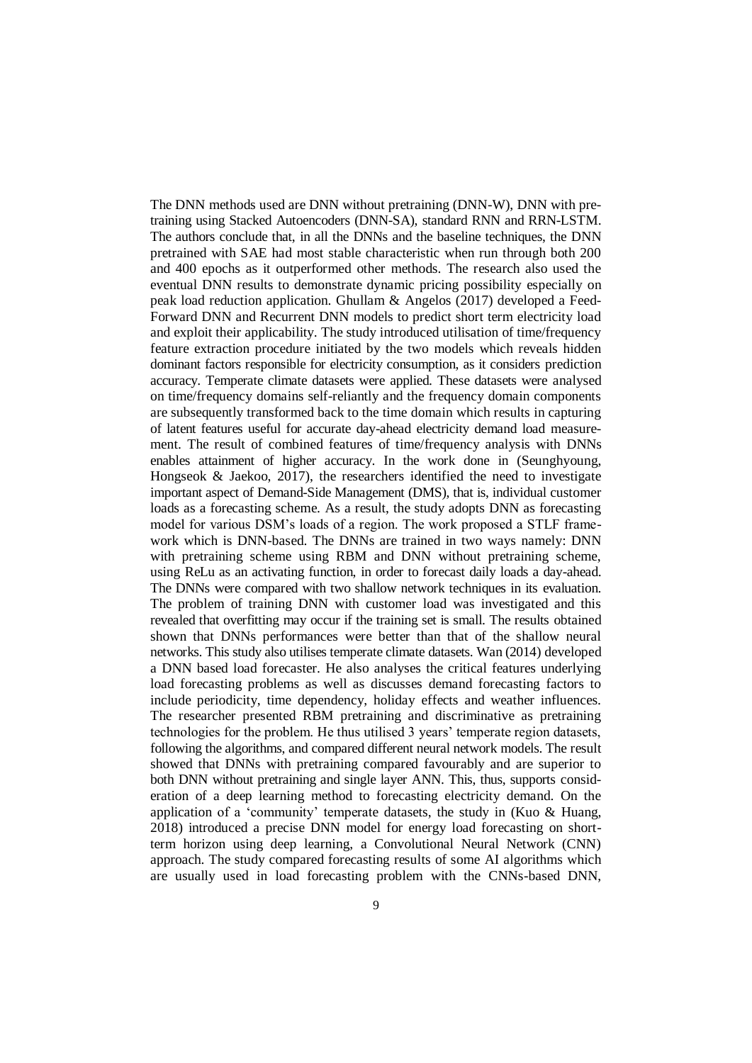The DNN methods used are DNN without pretraining (DNN-W), DNN with pre-training using Stacked Autoencoders (DNN-SA), standard RNN and RRN-LSTM. The authors conclude that, in all the DNNs and the baseline techniques, the DNN pretrained with SAE had most stable characteristic when run through both 200 and 400 epochs as it outperformed other methods. The research also used the eventual DNN results to demonstrate dynamic pricing possibility especially on peak load reduction application. Ghullam & Angelos (2017) developed a Feed-Forward DNN and Recurrent DNN models to predict short term electricity load and exploit their applicability. The study introduced utilisation of time/frequency feature extraction procedure initiated by the two models which reveals hidden dominant factors responsible for electricity consumption, as it considers prediction accuracy. Temperate climate datasets were applied. These datasets were analysed on time/frequency domains self-reliantly and the frequency domain components are subsequently transformed back to the time domain which results in capturing of latent features useful for accurate day-ahead electricity demand load measurement. The result of combined features of time/frequency analysis with DNNs enables attainment of higher accuracy. In the work done in (Seunghyoung, Hongseok & Jaekoo, 2017), the researchers identified the need to investigate important aspect of Demand-Side Management (DMS), that is, individual customer loads as a forecasting scheme. As a result, the study adopts DNN as forecasting model for various DSM's loads of a region. The work proposed a STLF framework which is DNN-based. The DNNs are trained in two ways namely: DNN with pretraining scheme using RBM and DNN without pretraining scheme, using ReLu as an activating function, in order to forecast daily loads a day-ahead. The DNNs were compared with two shallow network techniques in its evaluation. The problem of training DNN with customer load was investigated and this revealed that overfitting may occur if the training set is small. The results obtained shown that DNNs performances were better than that of the shallow neural networks. This study also utilises temperate climate datasets. Wan (2014) developed a DNN based load forecaster. He also analyses the critical features underlying load forecasting problems as well as discusses demand forecasting factors to include periodicity, time dependency, holiday effects and weather influences. The researcher presented RBM pretraining and discriminative as pretraining technologies for the problem. He thus utilised 3 years' temperate region datasets, following the algorithms, and compared different neural network models. The result showed that DNNs with pretraining compared favourably and are superior to both DNN without pretraining and single layer ANN. This, thus, supports consideration of a deep learning method to forecasting electricity demand. On the application of a 'community' temperate datasets, the study in (Kuo & Huang, 2018) introduced a precise DNN model for energy load forecasting on short-term horizon using deep learning, a Convolutional Neural Network (CNN) approach. The study compared forecasting results of some AI algorithms which are usually used in load forecasting problem with the CNNs-based DNN,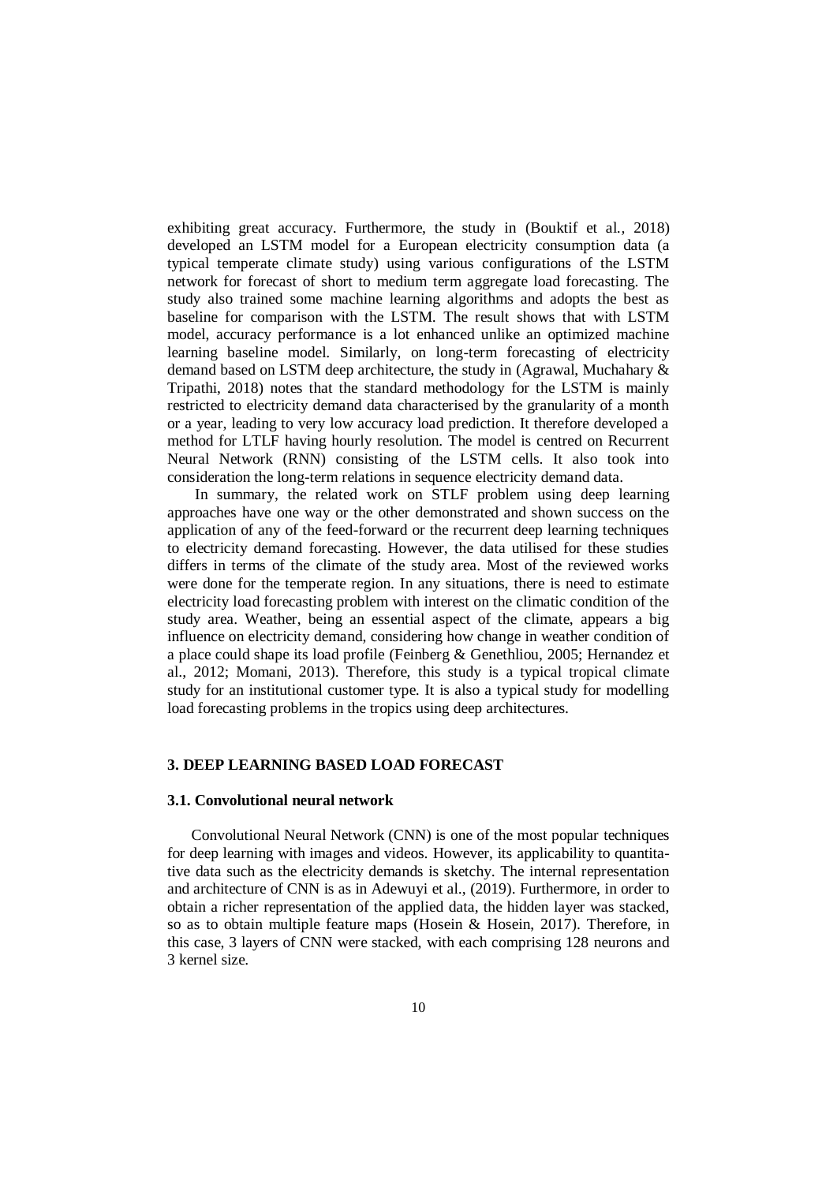exhibiting great accuracy. Furthermore, the study in (Bouktif et al., 2018) developed an LSTM model for a European electricity consumption data (a typical temperate climate study) using various configurations of the LSTM network for forecast of short to medium term aggregate load forecasting. The study also trained some machine learning algorithms and adopts the best as baseline for comparison with the LSTM. The result shows that with LSTM model, accuracy performance is a lot enhanced unlike an optimized machine learning baseline model. Similarly, on long-term forecasting of electricity demand based on LSTM deep architecture, the study in (Agrawal, Muchahary & Tripathi, 2018) notes that the standard methodology for the LSTM is mainly restricted to electricity demand data characterised by the granularity of a month or a year, leading to very low accuracy load prediction. It therefore developed a method for LTLF having hourly resolution. The model is centred on Recurrent Neural Network (RNN) consisting of the LSTM cells. It also took into consideration the long-term relations in sequence electricity demand data.

In summary, the related work on STLF problem using deep learning approaches have one way or the other demonstrated and shown success on the application of any of the feed-forward or the recurrent deep learning techniques to electricity demand forecasting. However, the data utilised for these studies differs in terms of the climate of the study area. Most of the reviewed works were done for the temperate region. In any situations, there is need to estimate electricity load forecasting problem with interest on the climatic condition of the study area. Weather, being an essential aspect of the climate, appears a big influence on electricity demand, considering how change in weather condition of a place could shape its load profile (Feinberg & Genethliou, 2005; Hernandez et al., 2012; Momani, 2013). Therefore, this study is a typical tropical climate study for an institutional customer type. It is also a typical study for modelling load forecasting problems in the tropics using deep architectures.

## 3. DEEP LEARNING BASED LOAD FORECAST

### 3.1. Convolutional neural network

Convolutional Neural Network (CNN) is one of the most popular techniques for deep learning with images and videos. However, its applicability to quantitative data such as the electricity demands is sketchy. The internal representation and architecture of CNN is as in Adewuyi et al., (2019). Furthermore, in order to obtain a richer representation of the applied data, the hidden layer was stacked, so as to obtain multiple feature maps (Hosein & Hosein, 2017). Therefore, in this case, 3 layers of CNN were stacked, with each comprising 128 neurons and 3 kernel size.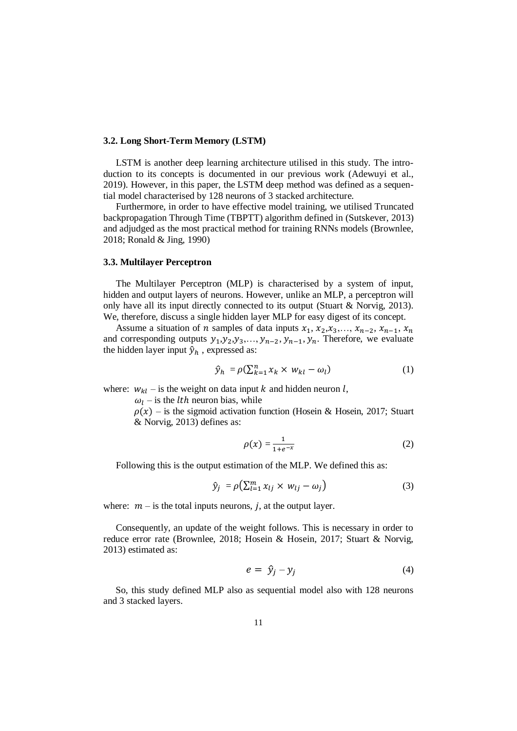### 3.2. Long Short-Term Memory (LSTM)

LSTM is another deep learning architecture utilised in this study. The introduction to its concepts is documented in our previous work (Adewuyi et al., 2019). However, in this paper, the LSTM deep method was defined as a sequential model characterised by 128 neurons of 3 stacked architecture.

Furthermore, in order to have effective model training, we utilised Truncated backpropagation Through Time (TBPTT) algorithm defined in (Sutskever, 2013) and adjudged as the most practical method for training RNNs models (Brownlee, 2018; Ronald & Jing, 1990)

### 3.3. Multilayer Perceptron

The Multilayer Perceptron (MLP) is characterised by a system of input, hidden and output layers of neurons. However, unlike an MLP, a perceptron will only have all its input directly connected to its output (Stuart & Norvig, 2013). We, therefore, discuss a single hidden layer MLP for easy digest of its concept.

Assume a situation of $n$ samples of data inputs $x_1, x_2, x_3, \ldots, x_{n-2}, x_{n-1}, x_n$ and corresponding outputs $y_1, y_2, y_3, \ldots, y_{n-2}, y_{n-1}, y_n$. Therefore, we evaluate the hidden layer input $\hat{y}_h$ , expressed as:

$$\hat{y}_h = \rho\left(\sum_{k=1}^{n} x_k \times w_{kl} - \omega_l\right) \tag{1}$$

where: $w_{kl}$ – is the weight on data input $k$ and hidden neuron $l$,

$\omega_l$ – is the $lth$ neuron bias, while

$\rho(x)$ – is the sigmoid activation function (Hosein & Hosein, 2017; Stuart & Norvig, 2013) defines as:

$$\rho(x) = \frac{1}{1+e^{-x}} \tag{2}$$

Following this is the output estimation of the MLP. We defined this as:

$$\hat{y}_j = \rho\left(\sum_{l=1}^{m} x_{lj} \times w_{lj} - \omega_j\right) \tag{3}$$

where: $m$ – is the total inputs neurons, $j$, at the output layer.

Consequently, an update of the weight follows. This is necessary in order to reduce error rate (Brownlee, 2018; Hosein & Hosein, 2017; Stuart & Norvig, 2013) estimated as:

$$e = \hat{y}_j - y_j \tag{4}$$

So, this study defined MLP also as sequential model also with 128 neurons and 3 stacked layers.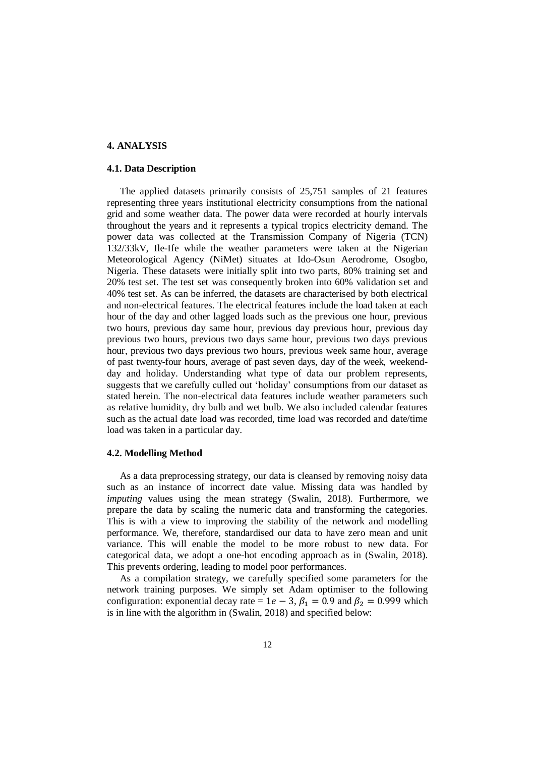## 4. ANALYSIS

### 4.1. Data Description

The applied datasets primarily consists of 25,751 samples of 21 features representing three years institutional electricity consumptions from the national grid and some weather data. The power data were recorded at hourly intervals throughout the years and it represents a typical tropics electricity demand. The power data was collected at the Transmission Company of Nigeria (TCN) 132/33kV, Ile-Ife while the weather parameters were taken at the Nigerian Meteorological Agency (NiMet) situates at Ido-Osun Aerodrome, Osogbo, Nigeria. These datasets were initially split into two parts, 80% training set and 20% test set. The test set was consequently broken into 60% validation set and 40% test set. As can be inferred, the datasets are characterised by both electrical and non-electrical features. The electrical features include the load taken at each hour of the day and other lagged loads such as the previous one hour, previous two hours, previous day same hour, previous day previous hour, previous day previous two hours, previous two days same hour, previous two days previous hour, previous two days previous two hours, previous week same hour, average of past twenty-four hours, average of past seven days, day of the week, weekend-day and holiday. Understanding what type of data our problem represents, suggests that we carefully culled out 'holiday' consumptions from our dataset as stated herein. The non-electrical data features include weather parameters such as relative humidity, dry bulb and wet bulb. We also included calendar features such as the actual date load was recorded, time load was recorded and date/time load was taken in a particular day.

### 4.2. Modelling Method

As a data preprocessing strategy, our data is cleansed by removing noisy data such as an instance of incorrect date value. Missing data was handled by *imputing* values using the mean strategy (Swalin, 2018). Furthermore, we prepare the data by scaling the numeric data and transforming the categories. This is with a view to improving the stability of the network and modelling performance. We, therefore, standardised our data to have zero mean and unit variance. This will enable the model to be more robust to new data. For categorical data, we adopt a one-hot encoding approach as in (Swalin, 2018). This prevents ordering, leading to model poor performances.

As a compilation strategy, we carefully specified some parameters for the network training purposes. We simply set Adam optimiser to the following configuration: exponential decay rate = $1e-3$, $\beta_1 = 0.9$ and $\beta_2 = 0.999$ which is in line with the algorithm in (Swalin, 2018) and specified below: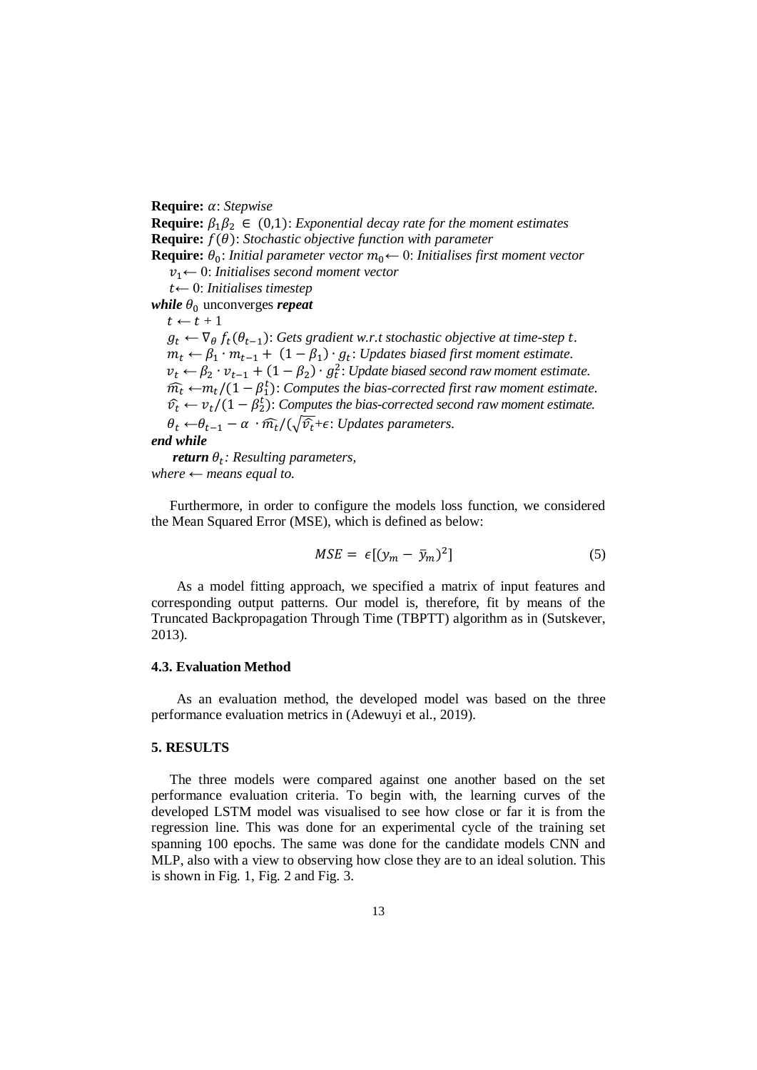**Require:** $\alpha$: *Stepwise*
**Require:** $\beta_1\beta_2 \in (0,1)$: *Exponential decay rate for the moment estimates*
**Require:** $f(\theta)$: *Stochastic objective function with parameter*
**Require:** $\theta_0$: *Initial parameter vector* $m_0 \leftarrow 0$: *Initialises first moment vector*
$v_1 \leftarrow 0$: *Initialises second moment vector*
$t \leftarrow 0$: *Initialises timestep*
***while*** $\theta_0$ unconverges ***repeat***
$t \leftarrow t + 1$
$g_t \leftarrow \nabla_\theta f_t(\theta_{t-1})$: *Gets gradient w.r.t stochastic objective at time-step* $t$.
$m_t \leftarrow \beta_1 \cdot m_{t-1} + (1 - \beta_1) \cdot g_t$: *Updates biased first moment estimate.*
$v_t \leftarrow \beta_2 \cdot v_{t-1} + (1 - \beta_2) \cdot g_t^2$: *Update biased second raw moment estimate.*
$\widehat{m_t} \leftarrow m_t/(1 - \beta_1^t)$: *Computes the bias-corrected first raw moment estimate.*
$\widehat{v_t} \leftarrow v_t/(1 - \beta_2^t)$: *Computes the bias-corrected second raw moment estimate.*
$\theta_t \leftarrow \theta_{t-1} - \alpha \cdot \widehat{m_t}/(\sqrt{\widehat{v_t}} + \epsilon)$: *Updates parameters.*
***end while***
***return*** $\theta_t$: *Resulting parameters,*
*where* $\leftarrow$ *means equal to.*

Furthermore, in order to configure the models loss function, we considered the Mean Squared Error (MSE), which is defined as below:

$$MSE = \epsilon[(y_m - \bar{y}_m)^2] \tag{5}$$

As a model fitting approach, we specified a matrix of input features and corresponding output patterns. Our model is, therefore, fit by means of the Truncated Backpropagation Through Time (TBPTT) algorithm as in (Sutskever, 2013).

### 4.3. Evaluation Method

As an evaluation method, the developed model was based on the three performance evaluation metrics in (Adewuyi et al., 2019).

## 5. RESULTS

The three models were compared against one another based on the set performance evaluation criteria. To begin with, the learning curves of the developed LSTM model was visualised to see how close or far it is from the regression line. This was done for an experimental cycle of the training set spanning 100 epochs. The same was done for the candidate models CNN and MLP, also with a view to observing how close they are to an ideal solution. This is shown in Fig. 1, Fig. 2 and Fig. 3.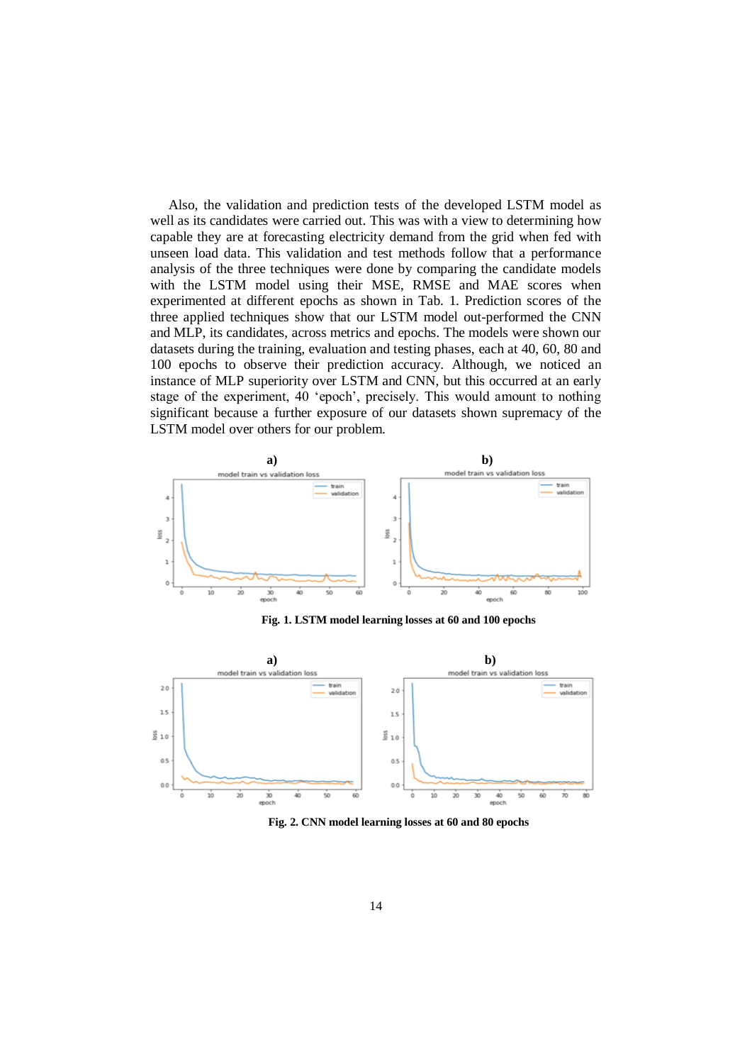Also, the validation and prediction tests of the developed LSTM model as well as its candidates were carried out. This was with a view to determining how capable they are at forecasting electricity demand from the grid when fed with unseen load data. This validation and test methods follow that a performance analysis of the three techniques were done by comparing the candidate models with the LSTM model using their MSE, RMSE and MAE scores when experimented at different epochs as shown in Tab. 1. Prediction scores of the three applied techniques show that our LSTM model out-performed the CNN and MLP, its candidates, across metrics and epochs. The models were shown our datasets during the training, evaluation and testing phases, each at 40, 60, 80 and 100 epochs to observe their prediction accuracy. Although, we noticed an instance of MLP superiority over LSTM and CNN, but this occurred at an early stage of the experiment, 40 'epoch', precisely. This would amount to nothing significant because a further exposure of our datasets shown supremacy of the LSTM model over others for our problem.

**Fig. 1. LSTM model learning losses at 60 and 100 epochs**

**Fig. 2. CNN model learning losses at 60 and 80 epochs**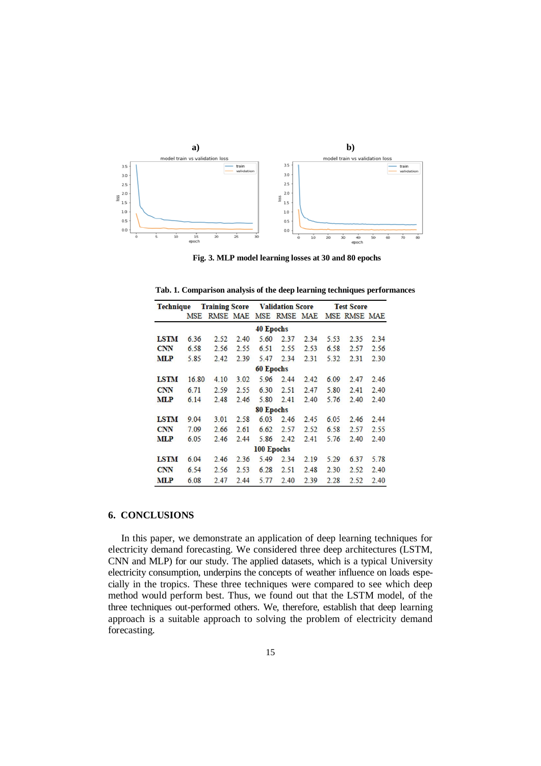**a)** **b)**

**Fig. 3. MLP model learning losses at 30 and 80 epochs**

**Tab. 1. Comparison analysis of the deep learning techniques performances**

| Technique | Training Score | | | Validation Score | | | Test Score | | |
|---|---|---|---|---|---|---|---|---|---|
| | MSE | RMSE | MAE | MSE | RMSE | MAE | MSE | RMSE | MAE |
| **40 Epochs** | | | | | | | | | |
| **LSTM** | 6.36 | 2.52 | 2.40 | 5.60 | 2.37 | 2.34 | 5.53 | 2.35 | 2.34 |
| **CNN** | 6.58 | 2.56 | 2.55 | 6.51 | 2.55 | 2.53 | 6.58 | 2.57 | 2.56 |
| **MLP** | 5.85 | 2.42 | 2.39 | 5.47 | 2.34 | 2.31 | 5.32 | 2.31 | 2.30 |
| **60 Epochs** | | | | | | | | | |
| **LSTM** | 16.80 | 4.10 | 3.02 | 5.96 | 2.44 | 2.42 | 6.09 | 2.47 | 2.46 |
| **CNN** | 6.71 | 2.59 | 2.55 | 6.30 | 2.51 | 2.47 | 5.80 | 2.41 | 2.40 |
| **MLP** | 6.14 | 2.48 | 2.46 | 5.80 | 2.41 | 2.40 | 5.76 | 2.40 | 2.40 |
| **80 Epochs** | | | | | | | | | |
| **LSTM** | 9.04 | 3.01 | 2.58 | 6.03 | 2.46 | 2.45 | 6.05 | 2.46 | 2.44 |
| **CNN** | 7.09 | 2.66 | 2.61 | 6.62 | 2.57 | 2.52 | 6.58 | 2.57 | 2.55 |
| **MLP** | 6.05 | 2.46 | 2.44 | 5.86 | 2.42 | 2.41 | 5.76 | 2.40 | 2.40 |
| **100 Epochs** | | | | | | | | | |
| **LSTM** | 6.04 | 2.46 | 2.36 | 5.49 | 2.34 | 2.19 | 5.29 | 6.37 | 5.78 |
| **CNN** | 6.54 | 2.56 | 2.53 | 6.28 | 2.51 | 2.48 | 2.30 | 2.52 | 2.40 |
| **MLP** | 6.08 | 2.47 | 2.44 | 5.77 | 2.40 | 2.39 | 2.28 | 2.52 | 2.40 |

## 6. CONCLUSIONS

In this paper, we demonstrate an application of deep learning techniques for electricity demand forecasting. We considered three deep architectures (LSTM, CNN and MLP) for our study. The applied datasets, which is a typical University electricity consumption, underpins the concepts of weather influence on loads especially in the tropics. These three techniques were compared to see which deep method would perform best. Thus, we found out that the LSTM model, of the three techniques out-performed others. We, therefore, establish that deep learning approach is a suitable approach to solving the problem of electricity demand forecasting.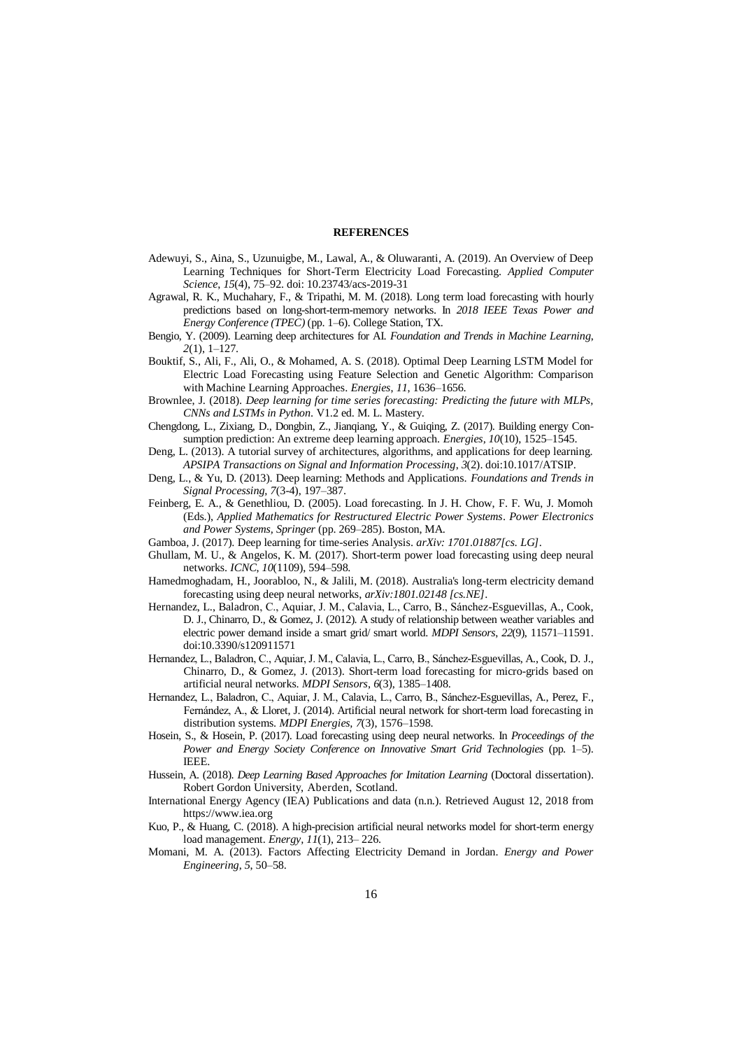## REFERENCES

Adewuyi, S., Aina, S., Uzunuigbe, M., Lawal, A., & Oluwaranti, A. (2019). An Overview of Deep Learning Techniques for Short-Term Electricity Load Forecasting. *Applied Computer Science*, *15*(4), 75–92. doi: 10.23743/acs-2019-31

Agrawal, R. K., Muchahary, F., & Tripathi, M. M. (2018). Long term load forecasting with hourly predictions based on long-short-term-memory networks. In *2018 IEEE Texas Power and Energy Conference (TPEC)* (pp. 1–6). College Station, TX.

Bengio, Y. (2009). Learning deep architectures for AI. *Foundation and Trends in Machine Learning*, *2*(1), 1–127.

Bouktif, S., Ali, F., Ali, O., & Mohamed, A. S. (2018). Optimal Deep Learning LSTM Model for Electric Load Forecasting using Feature Selection and Genetic Algorithm: Comparison with Machine Learning Approaches. *Energies*, *11*, 1636–1656.

Brownlee, J. (2018). *Deep learning for time series forecasting: Predicting the future with MLPs, CNNs and LSTMs in Python*. V1.2 ed. M. L. Mastery.

Chengdong, L., Zixiang, D., Dongbin, Z., Jianqiang, Y., & Guiqing, Z. (2017). Building energy Consumption prediction: An extreme deep learning approach. *Energies*, *10*(10), 1525–1545.

Deng, L. (2013). A tutorial survey of architectures, algorithms, and applications for deep learning. *APSIPA Transactions on Signal and Information Processing*, *3*(2). doi:10.1017/ATSIP.

Deng, L., & Yu, D. (2013). Deep learning: Methods and Applications. *Foundations and Trends in Signal Processing*, *7*(3-4), 197–387.

Feinberg, E. A., & Genethliou, D. (2005). Load forecasting. In J. H. Chow, F. F. Wu, J. Momoh (Eds.), *Applied Mathematics for Restructured Electric Power Systems*. *Power Electronics and Power Systems, Springer* (pp. 269–285). Boston, MA.

Gamboa, J. (2017). Deep learning for time-series Analysis. *arXiv: 1701.01887[cs. LG]*.

Ghullam, M. U., & Angelos, K. M. (2017). Short-term power load forecasting using deep neural networks. *ICNC*, *10*(1109), 594–598.

Hamedmoghadam, H., Joorabloo, N., & Jalili, M. (2018). Australia's long-term electricity demand forecasting using deep neural networks, *arXiv:1801.02148 [cs.NE]*.

Hernandez, L., Baladron, C., Aquiar, J. M., Calavia, L., Carro, B., Sánchez-Esguevillas, A., Cook, D. J., Chinarro, D., & Gomez, J. (2012). A study of relationship between weather variables and electric power demand inside a smart grid/ smart world. *MDPI Sensors*, *22*(9), 11571–11591. doi:10.3390/s120911571

Hernandez, L., Baladron, C., Aquiar, J. M., Calavia, L., Carro, B., Sánchez-Esguevillas, A., Cook, D. J., Chinarro, D., & Gomez, J. (2013). Short-term load forecasting for micro-grids based on artificial neural networks. *MDPI Sensors*, *6*(3), 1385–1408.

Hernandez, L., Baladron, C., Aquiar, J. M., Calavia, L., Carro, B., Sánchez-Esguevillas, A., Perez, F., Fernández, A., & Lloret, J. (2014). Artificial neural network for short-term load forecasting in distribution systems. *MDPI Energies*, *7*(3), 1576–1598.

Hosein, S., & Hosein, P. (2017). Load forecasting using deep neural networks. In *Proceedings of the Power and Energy Society Conference on Innovative Smart Grid Technologies* (pp. 1–5). IEEE.

Hussein, A. (2018). *Deep Learning Based Approaches for Imitation Learning* (Doctoral dissertation). Robert Gordon University, Aberden, Scotland.

International Energy Agency (IEA) Publications and data (n.n.). Retrieved August 12, 2018 from https://www.iea.org

Kuo, P., & Huang, C. (2018). A high-precision artificial neural networks model for short-term energy load management. *Energy*, *11*(1), 213– 226.

Momani, M. A. (2013). Factors Affecting Electricity Demand in Jordan. *Energy and Power Engineering*, *5*, 50–58.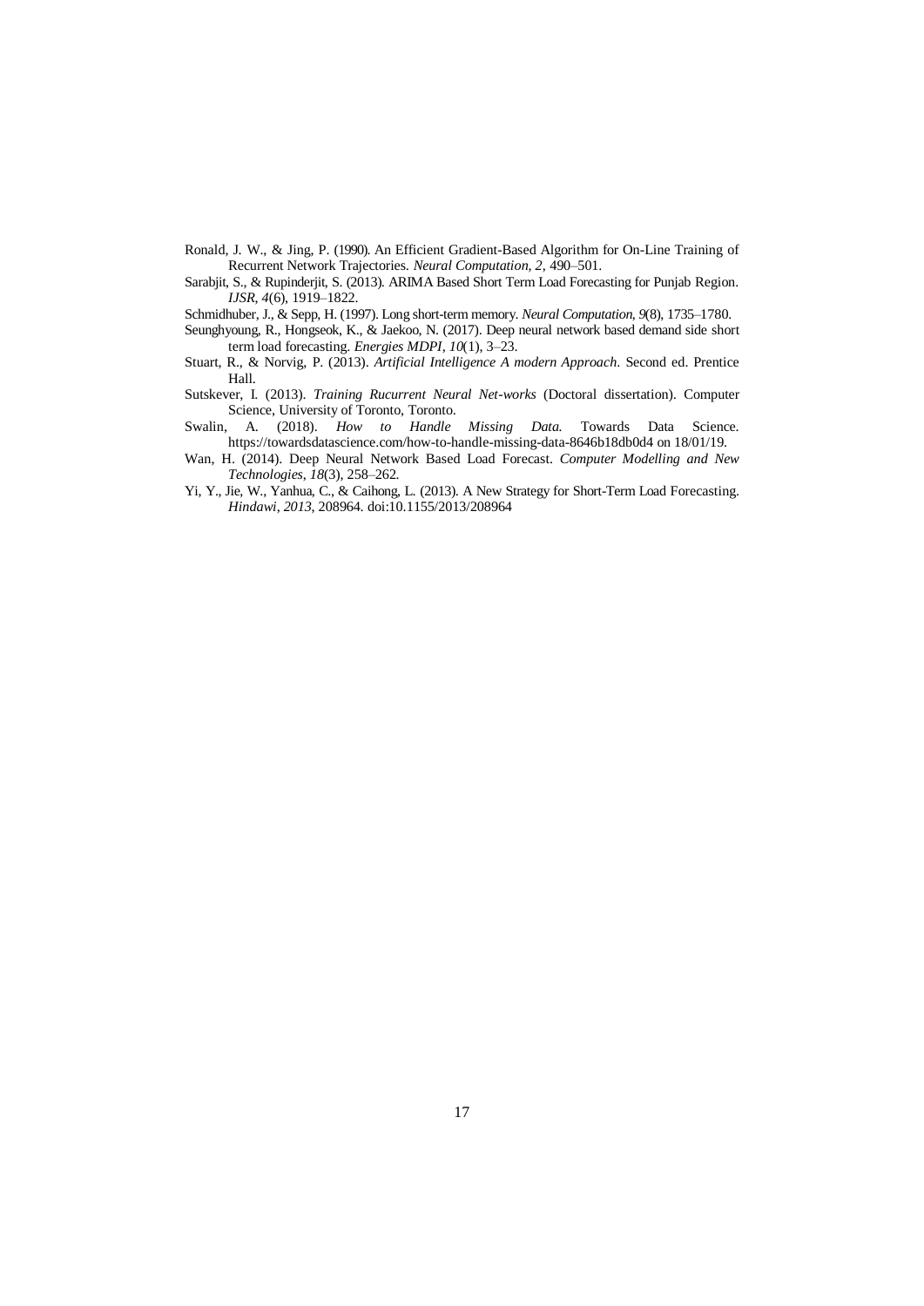Ronald, J. W., & Jing, P. (1990). An Efficient Gradient-Based Algorithm for On-Line Training of Recurrent Network Trajectories. *Neural Computation*, *2*, 490–501.

Sarabjit, S., & Rupinderjit, S. (2013). ARIMA Based Short Term Load Forecasting for Punjab Region. *IJSR*, *4*(6), 1919–1822.

Schmidhuber, J., & Sepp, H. (1997). Long short-term memory. *Neural Computation*, *9*(8), 1735–1780.

Seunghyoung, R., Hongseok, K., & Jaekoo, N. (2017). Deep neural network based demand side short term load forecasting. *Energies MDPI*, *10*(1), 3–23.

Stuart, R., & Norvig, P. (2013). *Artificial Intelligence A modern Approach*. Second ed. Prentice Hall.

Sutskever, I. (2013). *Training Rucurrent Neural Net-works* (Doctoral dissertation). Computer Science, University of Toronto, Toronto.

Swalin, A. (2018). *How to Handle Missing Data.* Towards Data Science. https://towardsdatascience.com/how-to-handle-missing-data-8646b18db0d4 on 18/01/19.

Wan, H. (2014). Deep Neural Network Based Load Forecast. *Computer Modelling and New Technologies*, *18*(3), 258–262.

Yi, Y., Jie, W., Yanhua, C., & Caihong, L. (2013). A New Strategy for Short-Term Load Forecasting. *Hindawi*, *2013*, 208964. doi:10.1155/2013/208964